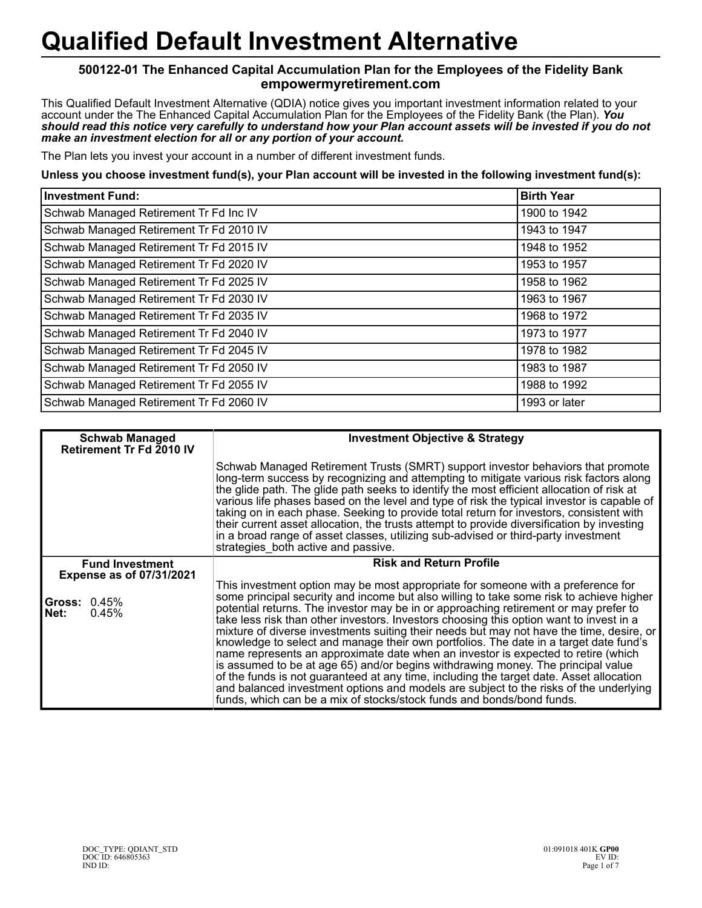# Qualified Default Investment Alternative

**500122-01 The Enhanced Capital Accumulation Plan for the Employees of the Fidelity Bank**
**empowermyretirement.com**

This Qualified Default Investment Alternative (QDIA) notice gives you important investment information related to your account under the The Enhanced Capital Accumulation Plan for the Employees of the Fidelity Bank (the Plan). ***You should read this notice very carefully to understand how your Plan account assets will be invested if you do not make an investment election for all or any portion of your account.***

The Plan lets you invest your account in a number of different investment funds.

**Unless you choose investment fund(s), your Plan account will be invested in the following investment fund(s):**

| Investment Fund: | Birth Year |
|---|---|
| Schwab Managed Retirement Tr Fd Inc IV | 1900 to 1942 |
| Schwab Managed Retirement Tr Fd 2010 IV | 1943 to 1947 |
| Schwab Managed Retirement Tr Fd 2015 IV | 1948 to 1952 |
| Schwab Managed Retirement Tr Fd 2020 IV | 1953 to 1957 |
| Schwab Managed Retirement Tr Fd 2025 IV | 1958 to 1962 |
| Schwab Managed Retirement Tr Fd 2030 IV | 1963 to 1967 |
| Schwab Managed Retirement Tr Fd 2035 IV | 1968 to 1972 |
| Schwab Managed Retirement Tr Fd 2040 IV | 1973 to 1977 |
| Schwab Managed Retirement Tr Fd 2045 IV | 1978 to 1982 |
| Schwab Managed Retirement Tr Fd 2050 IV | 1983 to 1987 |
| Schwab Managed Retirement Tr Fd 2055 IV | 1988 to 1992 |
| Schwab Managed Retirement Tr Fd 2060 IV | 1993 or later |

| Schwab Managed Retirement Tr Fd 2010 IV | Investment Objective & Strategy |
|---|---|
| | Schwab Managed Retirement Trusts (SMRT) support investor behaviors that promote long-term success by recognizing and attempting to mitigate various risk factors along the glide path. The glide path seeks to identify the most efficient allocation of risk at various life phases based on the level and type of risk the typical investor is capable of taking on in each phase. Seeking to provide total return for investors, consistent with their current asset allocation, the trusts attempt to provide diversification by investing in a broad range of asset classes, utilizing sub-advised or third-party investment strategies_both active and passive. |
| **Fund Investment Expense as of 07/31/2021** | **Risk and Return Profile** |
| **Gross:** 0.45%<br>**Net:** 0.45% | This investment option may be most appropriate for someone with a preference for some principal security and income but also willing to take some risk to achieve higher potential returns. The investor may be in or approaching retirement or may prefer to take less risk than other investors. Investors choosing this option want to invest in a mixture of diverse investments suiting their needs but may not have the time, desire, or knowledge to select and manage their own portfolios. The date in a target date fund's name represents an approximate date when an investor is expected to retire (which is assumed to be at age 65) and/or begins withdrawing money. The principal value of the funds is not guaranteed at any time, including the target date. Asset allocation and balanced investment options and models are subject to the risks of the underlying funds, which can be a mix of stocks/stock funds and bonds/bond funds. |

DOC_TYPE: QDIANT_STD
DOC ID: 646805363
IND ID:

01:091018 401K **GP00**
EV ID: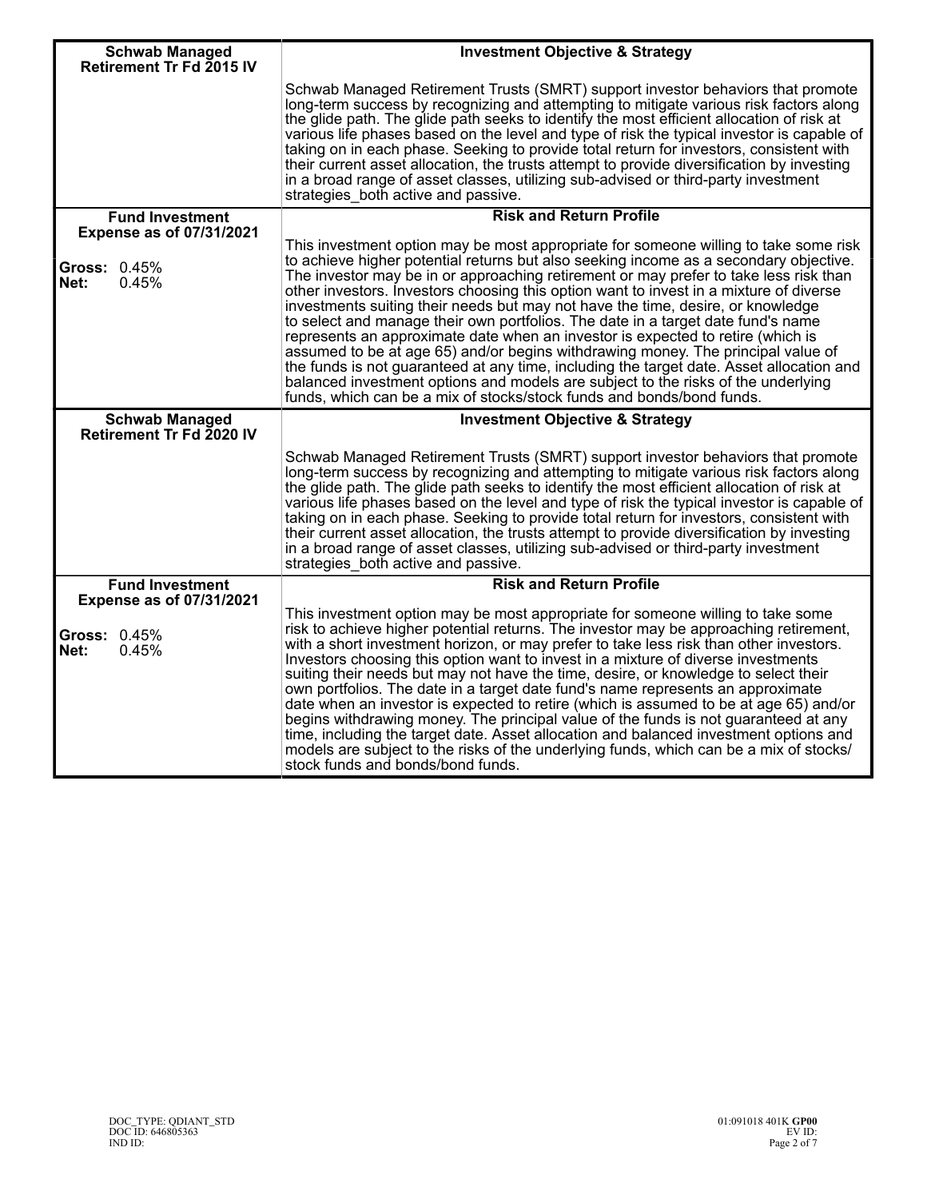| Schwab Managed Retirement Tr Fd 2015 IV | Investment Objective & Strategy |
|---|---|
| | Schwab Managed Retirement Trusts (SMRT) support investor behaviors that promote long-term success by recognizing and attempting to mitigate various risk factors along the glide path. The glide path seeks to identify the most efficient allocation of risk at various life phases based on the level and type of risk the typical investor is capable of taking on in each phase. Seeking to provide total return for investors, consistent with their current asset allocation, the trusts attempt to provide diversification by investing in a broad range of asset classes, utilizing sub-advised or third-party investment strategies_both active and passive. |
| **Fund Investment Expense as of 07/31/2021** | **Risk and Return Profile** |
| **Gross:** 0.45%<br>**Net:** 0.45% | This investment option may be most appropriate for someone willing to take some risk to achieve higher potential returns but also seeking income as a secondary objective. The investor may be in or approaching retirement or may prefer to take less risk than other investors. Investors choosing this option want to invest in a mixture of diverse investments suiting their needs but may not have the time, desire, or knowledge to select and manage their own portfolios. The date in a target date fund's name represents an approximate date when an investor is expected to retire (which is assumed to be at age 65) and/or begins withdrawing money. The principal value of the funds is not guaranteed at any time, including the target date. Asset allocation and balanced investment options and models are subject to the risks of the underlying funds, which can be a mix of stocks/stock funds and bonds/bond funds. |
| **Schwab Managed Retirement Tr Fd 2020 IV** | **Investment Objective & Strategy** |
| | Schwab Managed Retirement Trusts (SMRT) support investor behaviors that promote long-term success by recognizing and attempting to mitigate various risk factors along the glide path. The glide path seeks to identify the most efficient allocation of risk at various life phases based on the level and type of risk the typical investor is capable of taking on in each phase. Seeking to provide total return for investors, consistent with their current asset allocation, the trusts attempt to provide diversification by investing in a broad range of asset classes, utilizing sub-advised or third-party investment strategies_both active and passive. |
| **Fund Investment Expense as of 07/31/2021** | **Risk and Return Profile** |
| **Gross:** 0.45%<br>**Net:** 0.45% | This investment option may be most appropriate for someone willing to take some risk to achieve higher potential returns. The investor may be approaching retirement, with a short investment horizon, or may prefer to take less risk than other investors. Investors choosing this option want to invest in a mixture of diverse investments suiting their needs but may not have the time, desire, or knowledge to select their own portfolios. The date in a target date fund's name represents an approximate date when an investor is expected to retire (which is assumed to be at age 65) and/or begins withdrawing money. The principal value of the funds is not guaranteed at any time, including the target date. Asset allocation and balanced investment options and models are subject to the risks of the underlying funds, which can be a mix of stocks/stock funds and bonds/bond funds. |

DOC_TYPE: QDIANT_STD
DOC ID: 646805363
IND ID:

01:091018 401K **GP00**
EV ID: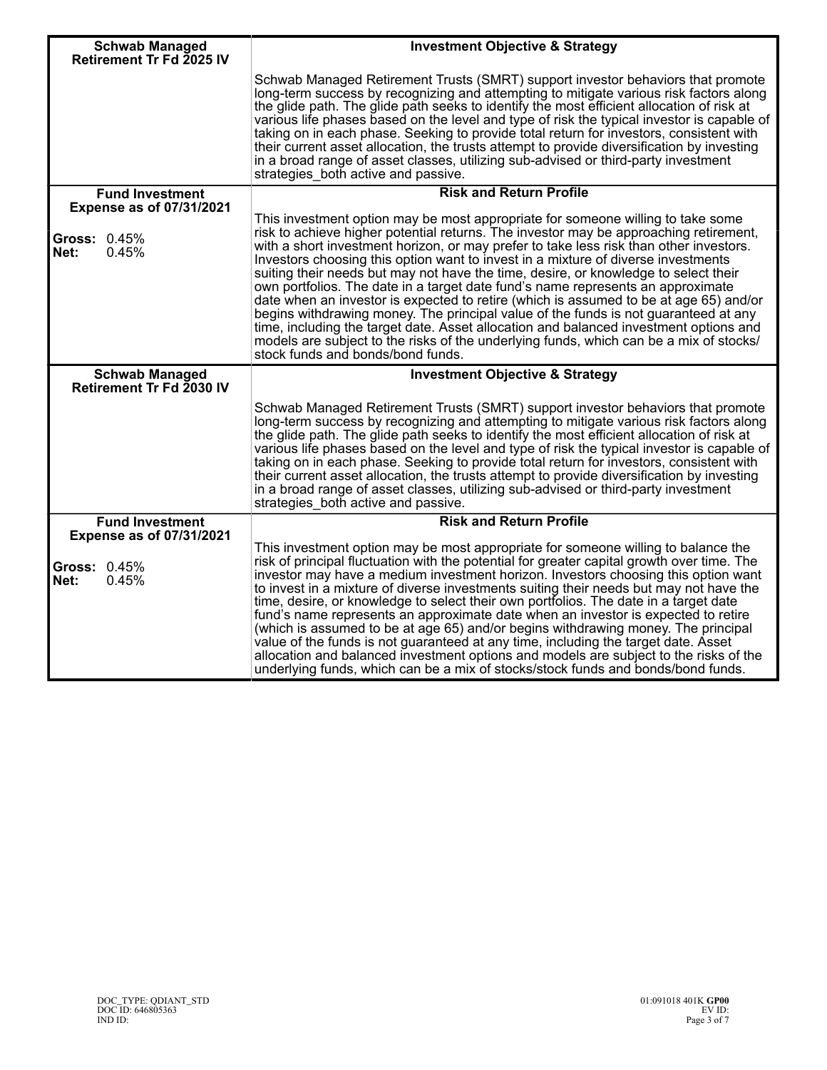| Schwab Managed Retirement Tr Fd 2025 IV | Investment Objective & Strategy |
|---|---|
| | Schwab Managed Retirement Trusts (SMRT) support investor behaviors that promote long-term success by recognizing and attempting to mitigate various risk factors along the glide path. The glide path seeks to identify the most efficient allocation of risk at various life phases based on the level and type of risk the typical investor is capable of taking on in each phase. Seeking to provide total return for investors, consistent with their current asset allocation, the trusts attempt to provide diversification by investing in a broad range of asset classes, utilizing sub-advised or third-party investment strategies_both active and passive. |
| **Fund Investment Expense as of 07/31/2021** | **Risk and Return Profile** |
| **Gross:** 0.45%<br>**Net:** 0.45% | This investment option may be most appropriate for someone willing to take some risk to achieve higher potential returns. The investor may be approaching retirement, with a short investment horizon, or may prefer to take less risk than other investors. Investors choosing this option want to invest in a mixture of diverse investments suiting their needs but may not have the time, desire, or knowledge to select their own portfolios. The date in a target date fund's name represents an approximate date when an investor is expected to retire (which is assumed to be at age 65) and/or begins withdrawing money. The principal value of the funds is not guaranteed at any time, including the target date. Asset allocation and balanced investment options and models are subject to the risks of the underlying funds, which can be a mix of stocks/stock funds and bonds/bond funds. |

| Schwab Managed Retirement Tr Fd 2030 IV | Investment Objective & Strategy |
|---|---|
| | Schwab Managed Retirement Trusts (SMRT) support investor behaviors that promote long-term success by recognizing and attempting to mitigate various risk factors along the glide path. The glide path seeks to identify the most efficient allocation of risk at various life phases based on the level and type of risk the typical investor is capable of taking on in each phase. Seeking to provide total return for investors, consistent with their current asset allocation, the trusts attempt to provide diversification by investing in a broad range of asset classes, utilizing sub-advised or third-party investment strategies_both active and passive. |
| **Fund Investment Expense as of 07/31/2021** | **Risk and Return Profile** |
| **Gross:** 0.45%<br>**Net:** 0.45% | This investment option may be most appropriate for someone willing to balance the risk of principal fluctuation with the potential for greater capital growth over time. The investor may have a medium investment horizon. Investors choosing this option want to invest in a mixture of diverse investments suiting their needs but may not have the time, desire, or knowledge to select their own portfolios. The date in a target date fund's name represents an approximate date when an investor is expected to retire (which is assumed to be at age 65) and/or begins withdrawing money. The principal value of the funds is not guaranteed at any time, including the target date. Asset allocation and balanced investment options and models are subject to the risks of the underlying funds, which can be a mix of stocks/stock funds and bonds/bond funds. |

DOC_TYPE: QDIANT_STD
DOC ID: 646805363
IND ID:

01:091018 401K **GP00**
EV ID: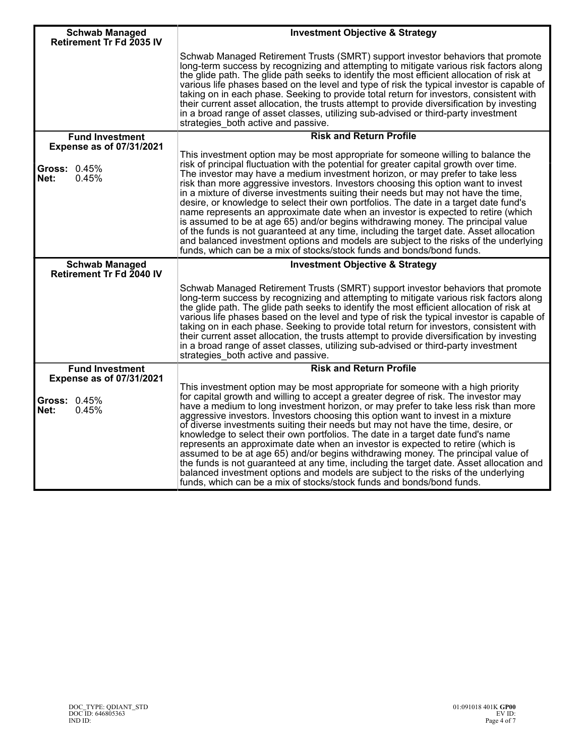| Schwab Managed Retirement Tr Fd 2035 IV | Investment Objective & Strategy |
|---|---|
| | Schwab Managed Retirement Trusts (SMRT) support investor behaviors that promote long-term success by recognizing and attempting to mitigate various risk factors along the glide path. The glide path seeks to identify the most efficient allocation of risk at various life phases based on the level and type of risk the typical investor is capable of taking on in each phase. Seeking to provide total return for investors, consistent with their current asset allocation, the trusts attempt to provide diversification by investing in a broad range of asset classes, utilizing sub-advised or third-party investment strategies_both active and passive. |
| **Fund Investment Expense as of 07/31/2021** | **Risk and Return Profile** |
| **Gross:** 0.45%<br>**Net:** 0.45% | This investment option may be most appropriate for someone willing to balance the risk of principal fluctuation with the potential for greater capital growth over time. The investor may have a medium investment horizon, or may prefer to take less risk than more aggressive investors. Investors choosing this option want to invest in a mixture of diverse investments suiting their needs but may not have the time, desire, or knowledge to select their own portfolios. The date in a target date fund's name represents an approximate date when an investor is expected to retire (which is assumed to be at age 65) and/or begins withdrawing money. The principal value of the funds is not guaranteed at any time, including the target date. Asset allocation and balanced investment options and models are subject to the risks of the underlying funds, which can be a mix of stocks/stock funds and bonds/bond funds. |
| **Schwab Managed Retirement Tr Fd 2040 IV** | **Investment Objective & Strategy** |
| | Schwab Managed Retirement Trusts (SMRT) support investor behaviors that promote long-term success by recognizing and attempting to mitigate various risk factors along the glide path. The glide path seeks to identify the most efficient allocation of risk at various life phases based on the level and type of risk the typical investor is capable of taking on in each phase. Seeking to provide total return for investors, consistent with their current asset allocation, the trusts attempt to provide diversification by investing in a broad range of asset classes, utilizing sub-advised or third-party investment strategies_both active and passive. |
| **Fund Investment Expense as of 07/31/2021** | **Risk and Return Profile** |
| **Gross:** 0.45%<br>**Net:** 0.45% | This investment option may be most appropriate for someone with a high priority for capital growth and willing to accept a greater degree of risk. The investor may have a medium to long investment horizon, or may prefer to take less risk than more aggressive investors. Investors choosing this option want to invest in a mixture of diverse investments suiting their needs but may not have the time, desire, or knowledge to select their own portfolios. The date in a target date fund's name represents an approximate date when an investor is expected to retire (which is assumed to be at age 65) and/or begins withdrawing money. The principal value of the funds is not guaranteed at any time, including the target date. Asset allocation and balanced investment options and models are subject to the risks of the underlying funds, which can be a mix of stocks/stock funds and bonds/bond funds. |

DOC_TYPE: QDIANT_STD
DOC ID: 646805363
IND ID:

01:091018 401K **GP00**
EV ID: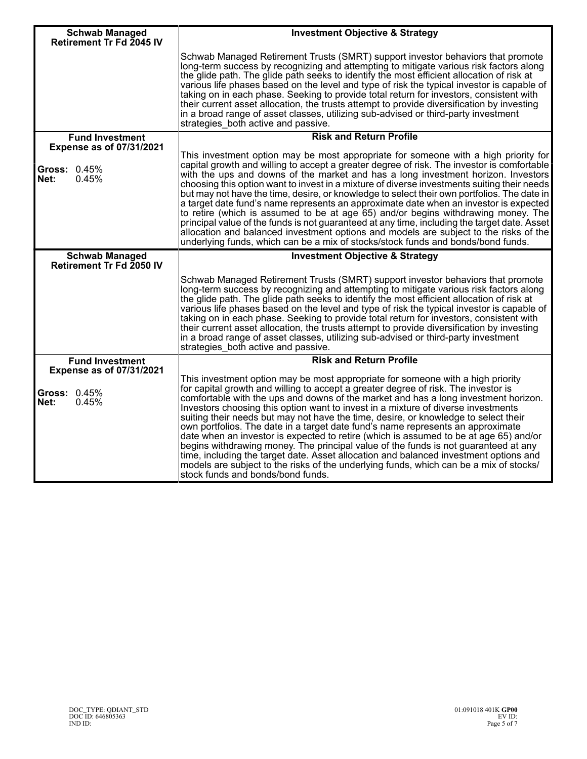| Schwab Managed Retirement Tr Fd 2045 IV | Investment Objective & Strategy |
|---|---|
| | Schwab Managed Retirement Trusts (SMRT) support investor behaviors that promote long-term success by recognizing and attempting to mitigate various risk factors along the glide path. The glide path seeks to identify the most efficient allocation of risk at various life phases based on the level and type of risk the typical investor is capable of taking on in each phase. Seeking to provide total return for investors, consistent with their current asset allocation, the trusts attempt to provide diversification by investing in a broad range of asset classes, utilizing sub-advised or third-party investment strategies_both active and passive. |
| **Fund Investment Expense as of 07/31/2021** | **Risk and Return Profile** |
| **Gross:** 0.45%<br>**Net:** 0.45% | This investment option may be most appropriate for someone with a high priority for capital growth and willing to accept a greater degree of risk. The investor is comfortable with the ups and downs of the market and has a long investment horizon. Investors choosing this option want to invest in a mixture of diverse investments suiting their needs but may not have the time, desire, or knowledge to select their own portfolios. The date in a target date fund's name represents an approximate date when an investor is expected to retire (which is assumed to be at age 65) and/or begins withdrawing money. The principal value of the funds is not guaranteed at any time, including the target date. Asset allocation and balanced investment options and models are subject to the risks of the underlying funds, which can be a mix of stocks/stock funds and bonds/bond funds. |

| Schwab Managed Retirement Tr Fd 2050 IV | Investment Objective & Strategy |
|---|---|
| | Schwab Managed Retirement Trusts (SMRT) support investor behaviors that promote long-term success by recognizing and attempting to mitigate various risk factors along the glide path. The glide path seeks to identify the most efficient allocation of risk at various life phases based on the level and type of risk the typical investor is capable of taking on in each phase. Seeking to provide total return for investors, consistent with their current asset allocation, the trusts attempt to provide diversification by investing in a broad range of asset classes, utilizing sub-advised or third-party investment strategies_both active and passive. |
| **Fund Investment Expense as of 07/31/2021** | **Risk and Return Profile** |
| **Gross:** 0.45%<br>**Net:** 0.45% | This investment option may be most appropriate for someone with a high priority for capital growth and willing to accept a greater degree of risk. The investor is comfortable with the ups and downs of the market and has a long investment horizon. Investors choosing this option want to invest in a mixture of diverse investments suiting their needs but may not have the time, desire, or knowledge to select their own portfolios. The date in a target date fund's name represents an approximate date when an investor is expected to retire (which is assumed to be at age 65) and/or begins withdrawing money. The principal value of the funds is not guaranteed at any time, including the target date. Asset allocation and balanced investment options and models are subject to the risks of the underlying funds, which can be a mix of stocks/ stock funds and bonds/bond funds. |

DOC_TYPE: QDIANT_STD
DOC ID: 646805363
IND ID:

01:091018 401K **GP00**
EV ID: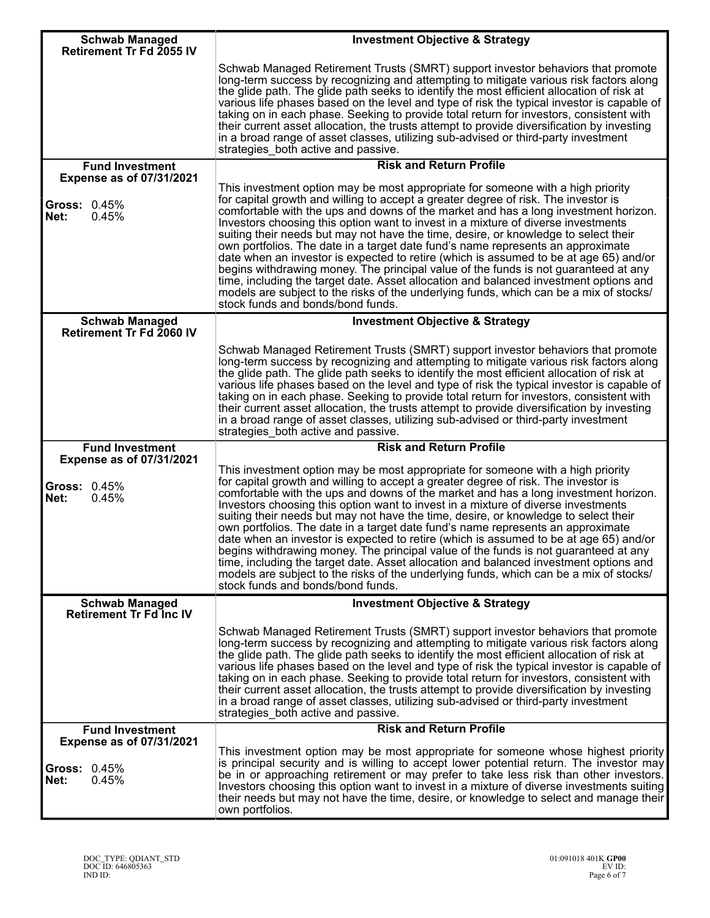| Schwab Managed Retirement Tr Fd 2055 IV | Investment Objective & Strategy |
|---|---|
| | Schwab Managed Retirement Trusts (SMRT) support investor behaviors that promote long-term success by recognizing and attempting to mitigate various risk factors along the glide path. The glide path seeks to identify the most efficient allocation of risk at various life phases based on the level and type of risk the typical investor is capable of taking on in each phase. Seeking to provide total return for investors, consistent with their current asset allocation, the trusts attempt to provide diversification by investing in a broad range of asset classes, utilizing sub-advised or third-party investment strategies_both active and passive. |
| **Fund Investment Expense as of 07/31/2021** | **Risk and Return Profile** |
| **Gross:** 0.45%<br>**Net:** 0.45% | This investment option may be most appropriate for someone with a high priority for capital growth and willing to accept a greater degree of risk. The investor is comfortable with the ups and downs of the market and has a long investment horizon. Investors choosing this option want to invest in a mixture of diverse investments suiting their needs but may not have the time, desire, or knowledge to select their own portfolios. The date in a target date fund's name represents an approximate date when an investor is expected to retire (which is assumed to be at age 65) and/or begins withdrawing money. The principal value of the funds is not guaranteed at any time, including the target date. Asset allocation and balanced investment options and models are subject to the risks of the underlying funds, which can be a mix of stocks/ stock funds and bonds/bond funds. |

| Schwab Managed Retirement Tr Fd 2060 IV | Investment Objective & Strategy |
|---|---|
| | Schwab Managed Retirement Trusts (SMRT) support investor behaviors that promote long-term success by recognizing and attempting to mitigate various risk factors along the glide path. The glide path seeks to identify the most efficient allocation of risk at various life phases based on the level and type of risk the typical investor is capable of taking on in each phase. Seeking to provide total return for investors, consistent with their current asset allocation, the trusts attempt to provide diversification by investing in a broad range of asset classes, utilizing sub-advised or third-party investment strategies_both active and passive. |
| **Fund Investment Expense as of 07/31/2021** | **Risk and Return Profile** |
| **Gross:** 0.45%<br>**Net:** 0.45% | This investment option may be most appropriate for someone with a high priority for capital growth and willing to accept a greater degree of risk. The investor is comfortable with the ups and downs of the market and has a long investment horizon. Investors choosing this option want to invest in a mixture of diverse investments suiting their needs but may not have the time, desire, or knowledge to select their own portfolios. The date in a target date fund's name represents an approximate date when an investor is expected to retire (which is assumed to be at age 65) and/or begins withdrawing money. The principal value of the funds is not guaranteed at any time, including the target date. Asset allocation and balanced investment options and models are subject to the risks of the underlying funds, which can be a mix of stocks/ stock funds and bonds/bond funds. |

| Schwab Managed Retirement Tr Fd Inc IV | Investment Objective & Strategy |
|---|---|
| | Schwab Managed Retirement Trusts (SMRT) support investor behaviors that promote long-term success by recognizing and attempting to mitigate various risk factors along the glide path. The glide path seeks to identify the most efficient allocation of risk at various life phases based on the level and type of risk the typical investor is capable of taking on in each phase. Seeking to provide total return for investors, consistent with their current asset allocation, the trusts attempt to provide diversification by investing in a broad range of asset classes, utilizing sub-advised or third-party investment strategies_both active and passive. |
| **Fund Investment Expense as of 07/31/2021** | **Risk and Return Profile** |
| **Gross:** 0.45%<br>**Net:** 0.45% | This investment option may be most appropriate for someone whose highest priority is principal security and is willing to accept lower potential return. The investor may be in or approaching retirement or may prefer to take less risk than other investors. Investors choosing this option want to invest in a mixture of diverse investments suiting their needs but may not have the time, desire, or knowledge to select and manage their own portfolios. |

DOC_TYPE: QDIANT_STD
DOC ID: 646805363
IND ID:

01:091018 401K **GP00**
EV ID: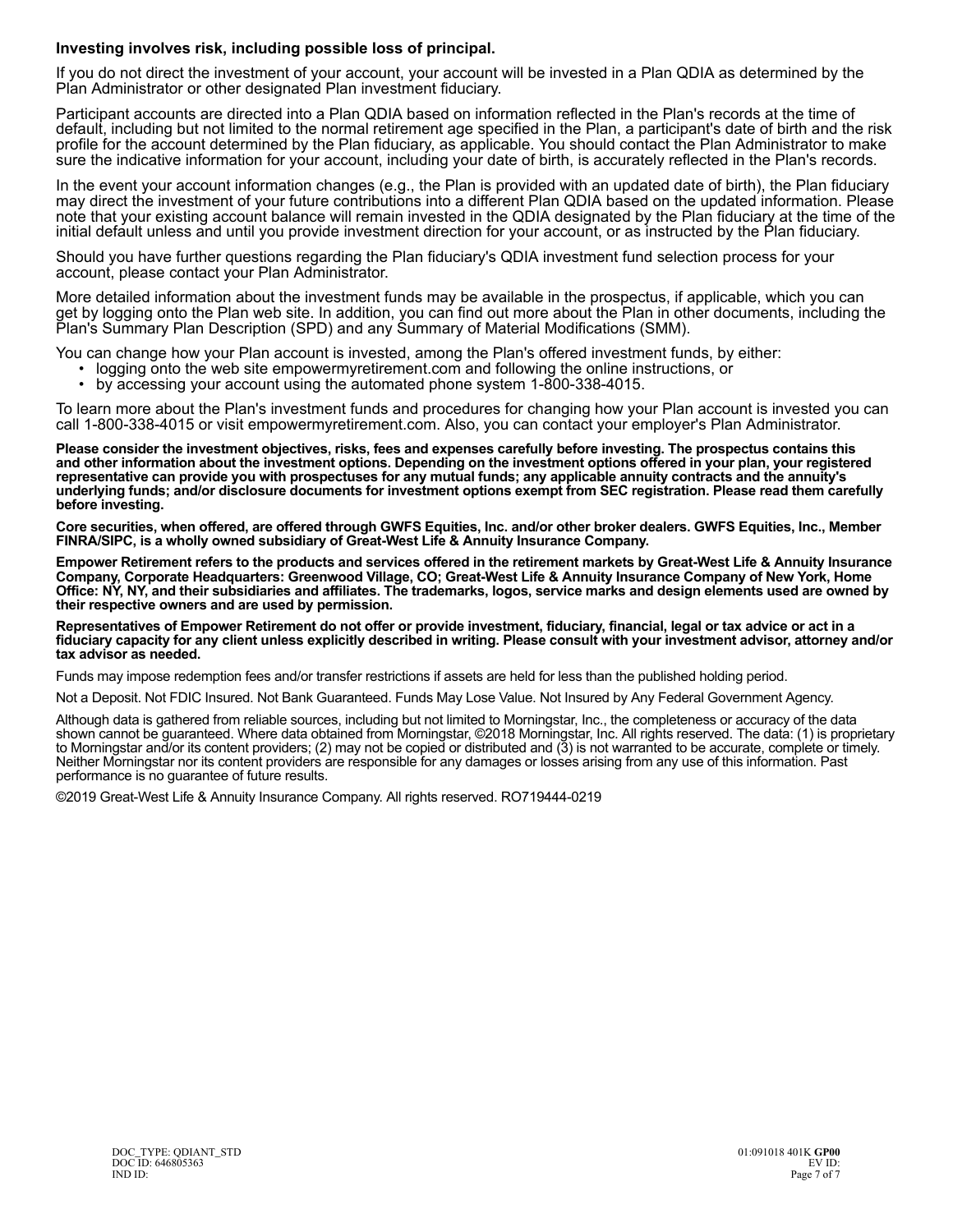**Investing involves risk, including possible loss of principal.**

If you do not direct the investment of your account, your account will be invested in a Plan QDIA as determined by the Plan Administrator or other designated Plan investment fiduciary.

Participant accounts are directed into a Plan QDIA based on information reflected in the Plan's records at the time of default, including but not limited to the normal retirement age specified in the Plan, a participant's date of birth and the risk profile for the account determined by the Plan fiduciary, as applicable. You should contact the Plan Administrator to make sure the indicative information for your account, including your date of birth, is accurately reflected in the Plan's records.

In the event your account information changes (e.g., the Plan is provided with an updated date of birth), the Plan fiduciary may direct the investment of your future contributions into a different Plan QDIA based on the updated information. Please note that your existing account balance will remain invested in the QDIA designated by the Plan fiduciary at the time of the initial default unless and until you provide investment direction for your account, or as instructed by the Plan fiduciary.

Should you have further questions regarding the Plan fiduciary's QDIA investment fund selection process for your account, please contact your Plan Administrator.

More detailed information about the investment funds may be available in the prospectus, if applicable, which you can get by logging onto the Plan web site. In addition, you can find out more about the Plan in other documents, including the Plan's Summary Plan Description (SPD) and any Summary of Material Modifications (SMM).

You can change how your Plan account is invested, among the Plan's offered investment funds, by either:

- logging onto the web site empowermyretirement.com and following the online instructions, or
- by accessing your account using the automated phone system 1-800-338-4015.

To learn more about the Plan's investment funds and procedures for changing how your Plan account is invested you can call 1-800-338-4015 or visit empowermyretirement.com. Also, you can contact your employer's Plan Administrator.

**Please consider the investment objectives, risks, fees and expenses carefully before investing. The prospectus contains this and other information about the investment options. Depending on the investment options offered in your plan, your registered representative can provide you with prospectuses for any mutual funds; any applicable annuity contracts and the annuity's underlying funds; and/or disclosure documents for investment options exempt from SEC registration. Please read them carefully before investing.**

**Core securities, when offered, are offered through GWFS Equities, Inc. and/or other broker dealers. GWFS Equities, Inc., Member FINRA/SIPC, is a wholly owned subsidiary of Great-West Life & Annuity Insurance Company.**

**Empower Retirement refers to the products and services offered in the retirement markets by Great-West Life & Annuity Insurance Company, Corporate Headquarters: Greenwood Village, CO; Great-West Life & Annuity Insurance Company of New York, Home Office: NY, NY, and their subsidiaries and affiliates. The trademarks, logos, service marks and design elements used are owned by their respective owners and are used by permission.**

**Representatives of Empower Retirement do not offer or provide investment, fiduciary, financial, legal or tax advice or act in a fiduciary capacity for any client unless explicitly described in writing. Please consult with your investment advisor, attorney and/or tax advisor as needed.**

Funds may impose redemption fees and/or transfer restrictions if assets are held for less than the published holding period.

Not a Deposit. Not FDIC Insured. Not Bank Guaranteed. Funds May Lose Value. Not Insured by Any Federal Government Agency.

Although data is gathered from reliable sources, including but not limited to Morningstar, Inc., the completeness or accuracy of the data shown cannot be guaranteed. Where data obtained from Morningstar, ©2018 Morningstar, Inc. All rights reserved. The data: (1) is proprietary to Morningstar and/or its content providers; (2) may not be copied or distributed and (3) is not warranted to be accurate, complete or timely. Neither Morningstar nor its content providers are responsible for any damages or losses arising from any use of this information. Past performance is no guarantee of future results.

©2019 Great-West Life & Annuity Insurance Company. All rights reserved. RO719444-0219

DOC_TYPE: QDIANT_STD
DOC ID: 646805363
IND ID:

01:091018 401K **GP00**
EV ID: